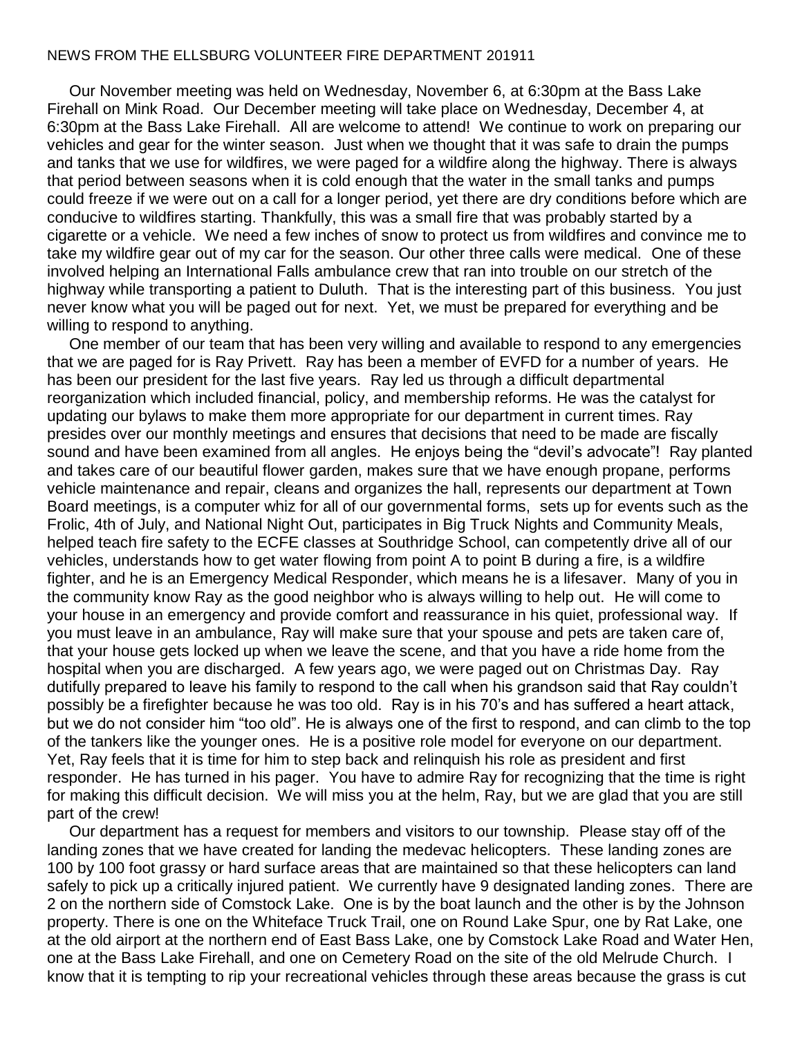NEWS FROM THE ELLSBURG VOLUNTEER FIRE DEPARTMENT 201911

Our November meeting was held on Wednesday, November 6, at 6:30pm at the Bass Lake Firehall on Mink Road. Our December meeting will take place on Wednesday, December 4, at 6:30pm at the Bass Lake Firehall. All are welcome to attend! We continue to work on preparing our vehicles and gear for the winter season. Just when we thought that it was safe to drain the pumps and tanks that we use for wildfires, we were paged for a wildfire along the highway. There is always that period between seasons when it is cold enough that the water in the small tanks and pumps could freeze if we were out on a call for a longer period, yet there are dry conditions before which are conducive to wildfires starting. Thankfully, this was a small fire that was probably started by a cigarette or a vehicle. We need a few inches of snow to protect us from wildfires and convince me to take my wildfire gear out of my car for the season. Our other three calls were medical. One of these involved helping an International Falls ambulance crew that ran into trouble on our stretch of the highway while transporting a patient to Duluth. That is the interesting part of this business. You just never know what you will be paged out for next. Yet, we must be prepared for everything and be willing to respond to anything.

One member of our team that has been very willing and available to respond to any emergencies that we are paged for is Ray Privett. Ray has been a member of EVFD for a number of years. He has been our president for the last five years. Ray led us through a difficult departmental reorganization which included financial, policy, and membership reforms. He was the catalyst for updating our bylaws to make them more appropriate for our department in current times. Ray presides over our monthly meetings and ensures that decisions that need to be made are fiscally sound and have been examined from all angles. He enjoys being the "devil's advocate"! Ray planted and takes care of our beautiful flower garden, makes sure that we have enough propane, performs vehicle maintenance and repair, cleans and organizes the hall, represents our department at Town Board meetings, is a computer whiz for all of our governmental forms, sets up for events such as the Frolic, 4th of July, and National Night Out, participates in Big Truck Nights and Community Meals, helped teach fire safety to the ECFE classes at Southridge School, can competently drive all of our vehicles, understands how to get water flowing from point A to point B during a fire, is a wildfire fighter, and he is an Emergency Medical Responder, which means he is a lifesaver. Many of you in the community know Ray as the good neighbor who is always willing to help out. He will come to your house in an emergency and provide comfort and reassurance in his quiet, professional way. If you must leave in an ambulance, Ray will make sure that your spouse and pets are taken care of, that your house gets locked up when we leave the scene, and that you have a ride home from the hospital when you are discharged. A few years ago, we were paged out on Christmas Day. Ray dutifully prepared to leave his family to respond to the call when his grandson said that Ray couldn't possibly be a firefighter because he was too old. Ray is in his 70's and has suffered a heart attack, but we do not consider him "too old". He is always one of the first to respond, and can climb to the top of the tankers like the younger ones. He is a positive role model for everyone on our department. Yet, Ray feels that it is time for him to step back and relinquish his role as president and first responder. He has turned in his pager. You have to admire Ray for recognizing that the time is right for making this difficult decision. We will miss you at the helm, Ray, but we are glad that you are still part of the crew!

Our department has a request for members and visitors to our township. Please stay off of the landing zones that we have created for landing the medevac helicopters. These landing zones are 100 by 100 foot grassy or hard surface areas that are maintained so that these helicopters can land safely to pick up a critically injured patient. We currently have 9 designated landing zones. There are 2 on the northern side of Comstock Lake. One is by the boat launch and the other is by the Johnson property. There is one on the Whiteface Truck Trail, one on Round Lake Spur, one by Rat Lake, one at the old airport at the northern end of East Bass Lake, one by Comstock Lake Road and Water Hen, one at the Bass Lake Firehall, and one on Cemetery Road on the site of the old Melrude Church. I know that it is tempting to rip your recreational vehicles through these areas because the grass is cut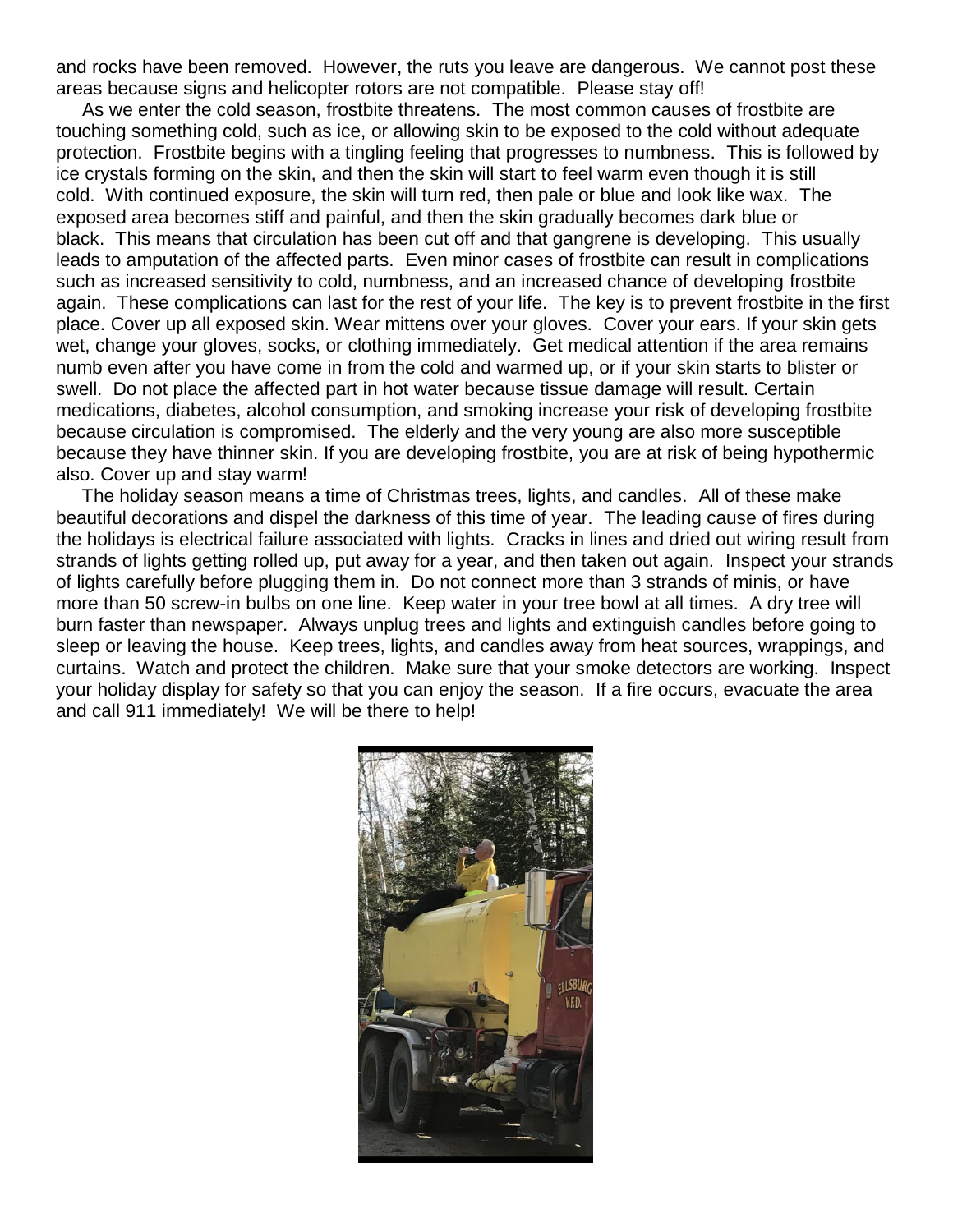and rocks have been removed. However, the ruts you leave are dangerous. We cannot post these areas because signs and helicopter rotors are not compatible. Please stay off!

As we enter the cold season, frostbite threatens. The most common causes of frostbite are touching something cold, such as ice, or allowing skin to be exposed to the cold without adequate protection. Frostbite begins with a tingling feeling that progresses to numbness. This is followed by ice crystals forming on the skin, and then the skin will start to feel warm even though it is still cold. With continued exposure, the skin will turn red, then pale or blue and look like wax. The exposed area becomes stiff and painful, and then the skin gradually becomes dark blue or black. This means that circulation has been cut off and that gangrene is developing. This usually leads to amputation of the affected parts. Even minor cases of frostbite can result in complications such as increased sensitivity to cold, numbness, and an increased chance of developing frostbite again. These complications can last for the rest of your life. The key is to prevent frostbite in the first place. Cover up all exposed skin. Wear mittens over your gloves. Cover your ears. If your skin gets wet, change your gloves, socks, or clothing immediately. Get medical attention if the area remains numb even after you have come in from the cold and warmed up, or if your skin starts to blister or swell. Do not place the affected part in hot water because tissue damage will result. Certain medications, diabetes, alcohol consumption, and smoking increase your risk of developing frostbite because circulation is compromised. The elderly and the very young are also more susceptible because they have thinner skin. If you are developing frostbite, you are at risk of being hypothermic also. Cover up and stay warm!

The holiday season means a time of Christmas trees, lights, and candles. All of these make beautiful decorations and dispel the darkness of this time of year. The leading cause of fires during the holidays is electrical failure associated with lights. Cracks in lines and dried out wiring result from strands of lights getting rolled up, put away for a year, and then taken out again. Inspect your strands of lights carefully before plugging them in. Do not connect more than 3 strands of minis, or have more than 50 screw-in bulbs on one line. Keep water in your tree bowl at all times. A dry tree will burn faster than newspaper. Always unplug trees and lights and extinguish candles before going to sleep or leaving the house. Keep trees, lights, and candles away from heat sources, wrappings, and curtains. Watch and protect the children. Make sure that your smoke detectors are working. Inspect your holiday display for safety so that you can enjoy the season. If a fire occurs, evacuate the area and call 911 immediately! We will be there to help!